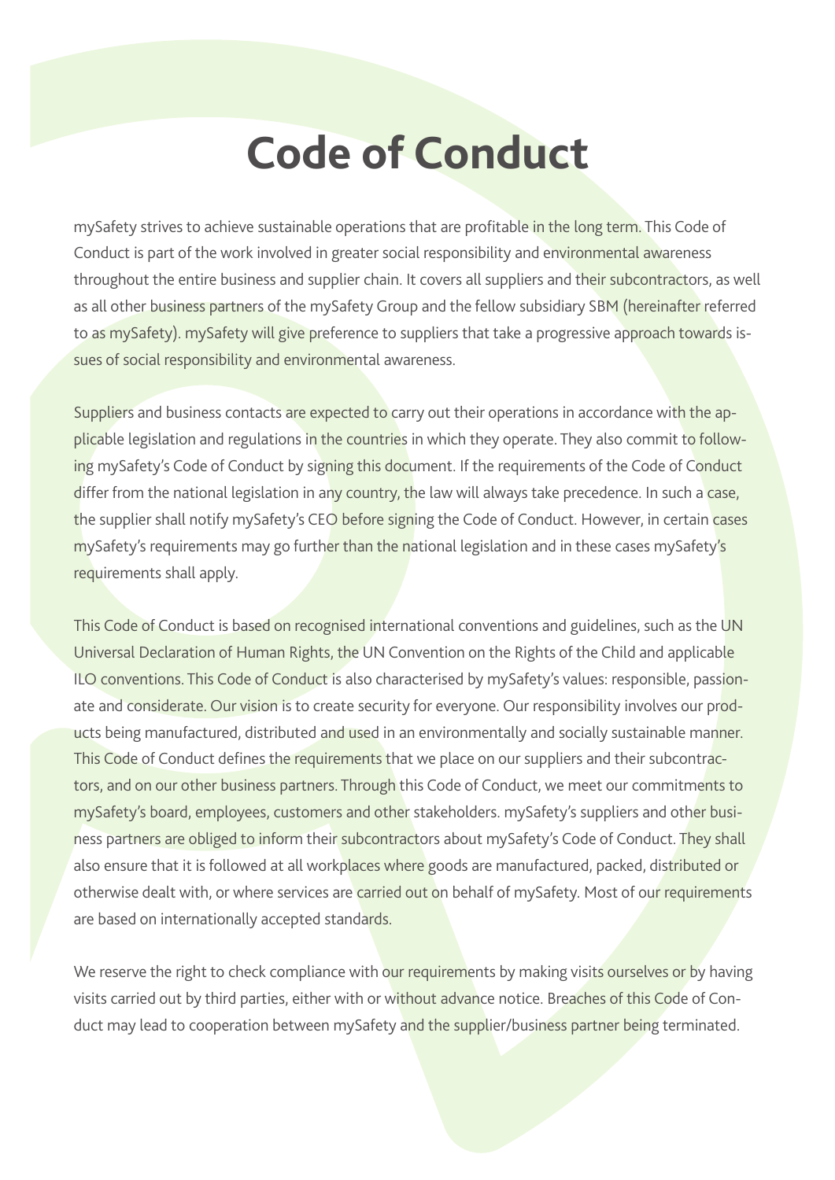# Code of Conduct

mySafety strives to achieve sustainable operations that are profitable in the long term. This Code of Conduct is part of the work involved in greater social responsibility and environmental awareness throughout the entire business and supplier chain. It covers all suppliers and their subcontractors, as well as all other business partners of the mySafety Group and the fellow subsidiary SBM (hereinafter referred to as mySafety). mySafety will give preference to suppliers that take a progressive approach towards issues of social responsibility and environmental awareness.

Suppliers and business contacts are expected to carry out their operations in accordance with the applicable legislation and regulations in the countries in which they operate. They also commit to following mySafety's Code of Conduct by signing this document. If the requirements of the Code of Conduct differ from the national legislation in any country, the law will always take precedence. In such a case, the supplier shall notify mySafety's CEO before signing the Code of Conduct. However, in certain cases mySafety's requirements may go further than the national legislation and in these cases mySafety's requirements shall apply.

This Code of Conduct is based on recognised international conventions and guidelines, such as the UN Universal Declaration of Human Rights, the UN Convention on the Rights of the Child and applicable ILO conventions. This Code of Conduct is also characterised by mySafety's values: responsible, passionate and considerate. Our vision is to create security for everyone. Our responsibility involves our products being manufactured, distributed and used in an environmentally and socially sustainable manner. This Code of Conduct defines the requirements that we place on our suppliers and their subcontractors, and on our other business partners. Through this Code of Conduct, we meet our commitments to mySafety's board, employees, customers and other stakeholders. mySafety's suppliers and other business partners are obliged to inform their subcontractors about mySafety's Code of Conduct. They shall also ensure that it is followed at all workplaces where goods are manufactured, packed, distributed or otherwise dealt with, or where services are carried out on behalf of mySafety. Most of our requirements are based on internationally accepted standards.

We reserve the right to check compliance with our requirements by making visits ourselves or by having visits carried out by third parties, either with or without advance notice. Breaches of this Code of Conduct may lead to cooperation between mySafety and the supplier/business partner being terminated.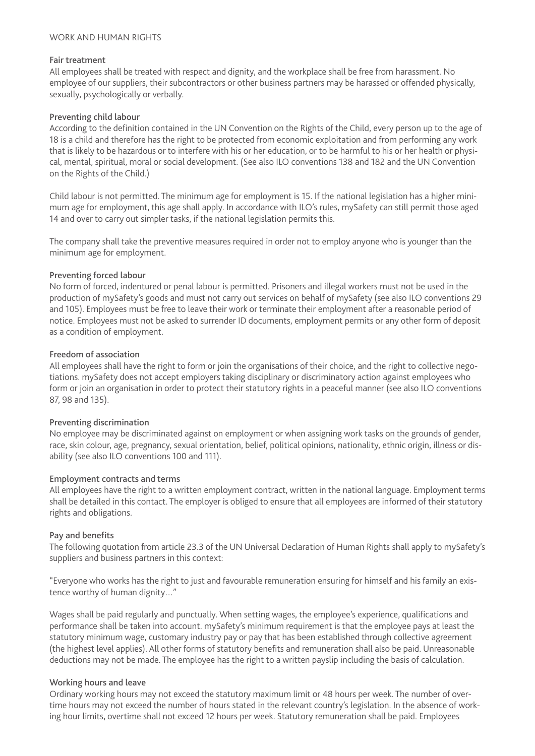## WORK AND HUMAN RIGHTS

### Fair treatment

All employees shall be treated with respect and dignity, and the workplace shall be free from harassment. No employee of our suppliers, their subcontractors or other business partners may be harassed or offended physically, sexually, psychologically or verbally.

### Preventing child labour

According to the definition contained in the UN Convention on the Rights of the Child, every person up to the age of 18 is a child and therefore has the right to be protected from economic exploitation and from performing any work that is likely to be hazardous or to interfere with his or her education, or to be harmful to his or her health or physical, mental, spiritual, moral or social development. (See also ILO conventions 138 and 182 and the UN Convention on the Rights of the Child.)

Child labour is not permitted. The minimum age for employment is 15. If the national legislation has a higher minimum age for employment, this age shall apply. In accordance with ILO's rules, mySafety can still permit those aged 14 and over to carry out simpler tasks, if the national legislation permits this.

The company shall take the preventive measures required in order not to employ anyone who is younger than the minimum age for employment.

### Preventing forced labour

No form of forced, indentured or penal labour is permitted. Prisoners and illegal workers must not be used in the production of mySafety's goods and must not carry out services on behalf of mySafety (see also ILO conventions 29 and 105). Employees must be free to leave their work or terminate their employment after a reasonable period of notice. Employees must not be asked to surrender ID documents, employment permits or any other form of deposit as a condition of employment.

### Freedom of association

All employees shall have the right to form or join the organisations of their choice, and the right to collective negotiations. mySafety does not accept employers taking disciplinary or discriminatory action against employees who form or join an organisation in order to protect their statutory rights in a peaceful manner (see also ILO conventions 87, 98 and 135).

### Preventing discrimination

No employee may be discriminated against on employment or when assigning work tasks on the grounds of gender, race, skin colour, age, pregnancy, sexual orientation, belief, political opinions, nationality, ethnic origin, illness or disability (see also ILO conventions 100 and 111).

### Employment contracts and terms

All employees have the right to a written employment contract, written in the national language. Employment terms shall be detailed in this contact. The employer is obliged to ensure that all employees are informed of their statutory rights and obligations.

### Pay and benefits

The following quotation from article 23.3 of the UN Universal Declaration of Human Rights shall apply to mySafety's suppliers and business partners in this context:

"Everyone who works has the right to just and favourable remuneration ensuring for himself and his family an existence worthy of human dignity…"

Wages shall be paid regularly and punctually. When setting wages, the employee's experience, qualifications and performance shall be taken into account. mySafety's minimum requirement is that the employee pays at least the statutory minimum wage, customary industry pay or pay that has been established through collective agreement (the highest level applies). All other forms of statutory benefits and remuneration shall also be paid. Unreasonable deductions may not be made. The employee has the right to a written payslip including the basis of calculation.

### Working hours and leave

Ordinary working hours may not exceed the statutory maximum limit or 48 hours per week. The number of overtime hours may not exceed the number of hours stated in the relevant country's legislation. In the absence of working hour limits, overtime shall not exceed 12 hours per week. Statutory remuneration shall be paid. Employees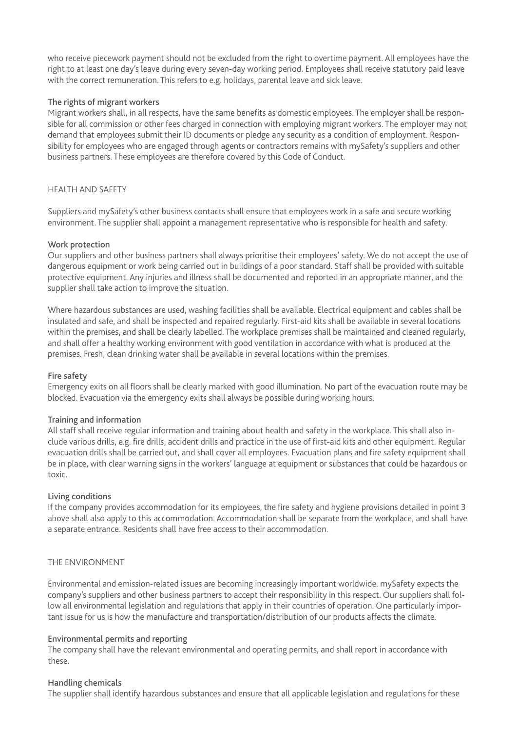who receive piecework payment should not be excluded from the right to overtime payment. All employees have the right to at least one day's leave during every seven-day working period. Employees shall receive statutory paid leave with the correct remuneration. This refers to e.g. holidays, parental leave and sick leave.

### The rights of migrant workers

Migrant workers shall, in all respects, have the same benefits as domestic employees. The employer shall be responsible for all commission or other fees charged in connection with employing migrant workers. The employer may not demand that employees submit their ID documents or pledge any security as a condition of employment. Responsibility for employees who are engaged through agents or contractors remains with mySafety's suppliers and other business partners. These employees are therefore covered by this Code of Conduct.

## HEALTH AND SAFETY

Suppliers and mySafety's other business contacts shall ensure that employees work in a safe and secure working environment. The supplier shall appoint a management representative who is responsible for health and safety.

### Work protection

Our suppliers and other business partners shall always prioritise their employees' safety. We do not accept the use of dangerous equipment or work being carried out in buildings of a poor standard. Staff shall be provided with suitable protective equipment. Any injuries and illness shall be documented and reported in an appropriate manner, and the supplier shall take action to improve the situation.

Where hazardous substances are used, washing facilities shall be available. Electrical equipment and cables shall be insulated and safe, and shall be inspected and repaired regularly. First-aid kits shall be available in several locations within the premises, and shall be clearly labelled. The workplace premises shall be maintained and cleaned regularly, and shall offer a healthy working environment with good ventilation in accordance with what is produced at the premises. Fresh, clean drinking water shall be available in several locations within the premises.

### Fire safety

Emergency exits on all floors shall be clearly marked with good illumination. No part of the evacuation route may be blocked. Evacuation via the emergency exits shall always be possible during working hours.

### Training and information

All staff shall receive regular information and training about health and safety in the workplace. This shall also include various drills, e.g. fire drills, accident drills and practice in the use of first-aid kits and other equipment. Regular evacuation drills shall be carried out, and shall cover all employees. Evacuation plans and fire safety equipment shall be in place, with clear warning signs in the workers' language at equipment or substances that could be hazardous or toxic.

### Living conditions

If the company provides accommodation for its employees, the fire safety and hygiene provisions detailed in point 3 above shall also apply to this accommodation. Accommodation shall be separate from the workplace, and shall have a separate entrance. Residents shall have free access to their accommodation.

## THE ENVIRONMENT

Environmental and emission-related issues are becoming increasingly important worldwide. mySafety expects the company's suppliers and other business partners to accept their responsibility in this respect. Our suppliers shall follow all environmental legislation and regulations that apply in their countries of operation. One particularly important issue for us is how the manufacture and transportation/distribution of our products affects the climate.

### Environmental permits and reporting

The company shall have the relevant environmental and operating permits, and shall report in accordance with these.

### Handling chemicals

The supplier shall identify hazardous substances and ensure that all applicable legislation and regulations for these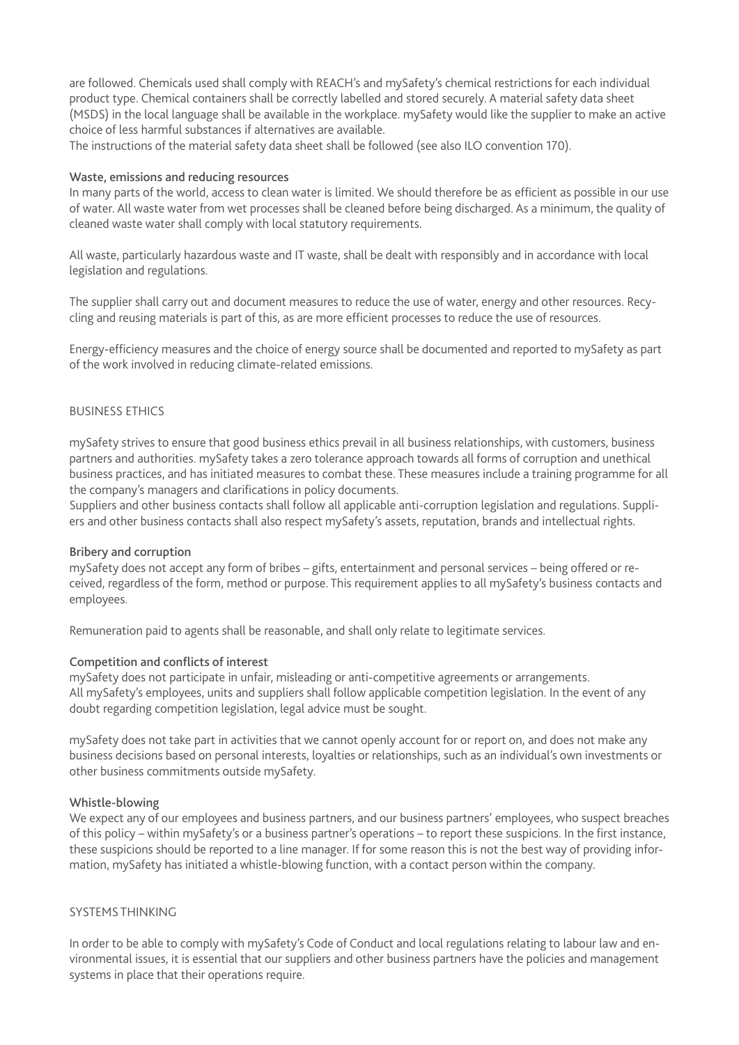are followed. Chemicals used shall comply with REACH's and mySafety's chemical restrictions for each individual product type. Chemical containers shall be correctly labelled and stored securely. A material safety data sheet (MSDS) in the local language shall be available in the workplace. mySafety would like the supplier to make an active choice of less harmful substances if alternatives are available.
The instructions of the material safety data sheet shall be followed (see also ILO convention 170).

### Waste, emissions and reducing resources

In many parts of the world, access to clean water is limited. We should therefore be as efficient as possible in our use of water. All waste water from wet processes shall be cleaned before being discharged. As a minimum, the quality of cleaned waste water shall comply with local statutory requirements.

All waste, particularly hazardous waste and IT waste, shall be dealt with responsibly and in accordance with local legislation and regulations.

The supplier shall carry out and document measures to reduce the use of water, energy and other resources. Recycling and reusing materials is part of this, as are more efficient processes to reduce the use of resources.

Energy-efficiency measures and the choice of energy source shall be documented and reported to mySafety as part of the work involved in reducing climate-related emissions.

## BUSINESS ETHICS

mySafety strives to ensure that good business ethics prevail in all business relationships, with customers, business partners and authorities. mySafety takes a zero tolerance approach towards all forms of corruption and unethical business practices, and has initiated measures to combat these. These measures include a training programme for all the company's managers and clarifications in policy documents.
Suppliers and other business contacts shall follow all applicable anti-corruption legislation and regulations. Suppliers and other business contacts shall also respect mySafety's assets, reputation, brands and intellectual rights.

### Bribery and corruption

mySafety does not accept any form of bribes – gifts, entertainment and personal services – being offered or received, regardless of the form, method or purpose. This requirement applies to all mySafety's business contacts and employees.

Remuneration paid to agents shall be reasonable, and shall only relate to legitimate services.

### Competition and conflicts of interest

mySafety does not participate in unfair, misleading or anti-competitive agreements or arrangements.
All mySafety's employees, units and suppliers shall follow applicable competition legislation. In the event of any doubt regarding competition legislation, legal advice must be sought.

mySafety does not take part in activities that we cannot openly account for or report on, and does not make any business decisions based on personal interests, loyalties or relationships, such as an individual's own investments or other business commitments outside mySafety.

### Whistle-blowing

We expect any of our employees and business partners, and our business partners' employees, who suspect breaches of this policy – within mySafety's or a business partner's operations – to report these suspicions. In the first instance, these suspicions should be reported to a line manager. If for some reason this is not the best way of providing information, mySafety has initiated a whistle-blowing function, with a contact person within the company.

## SYSTEMS THINKING

In order to be able to comply with mySafety's Code of Conduct and local regulations relating to labour law and environmental issues, it is essential that our suppliers and other business partners have the policies and management systems in place that their operations require.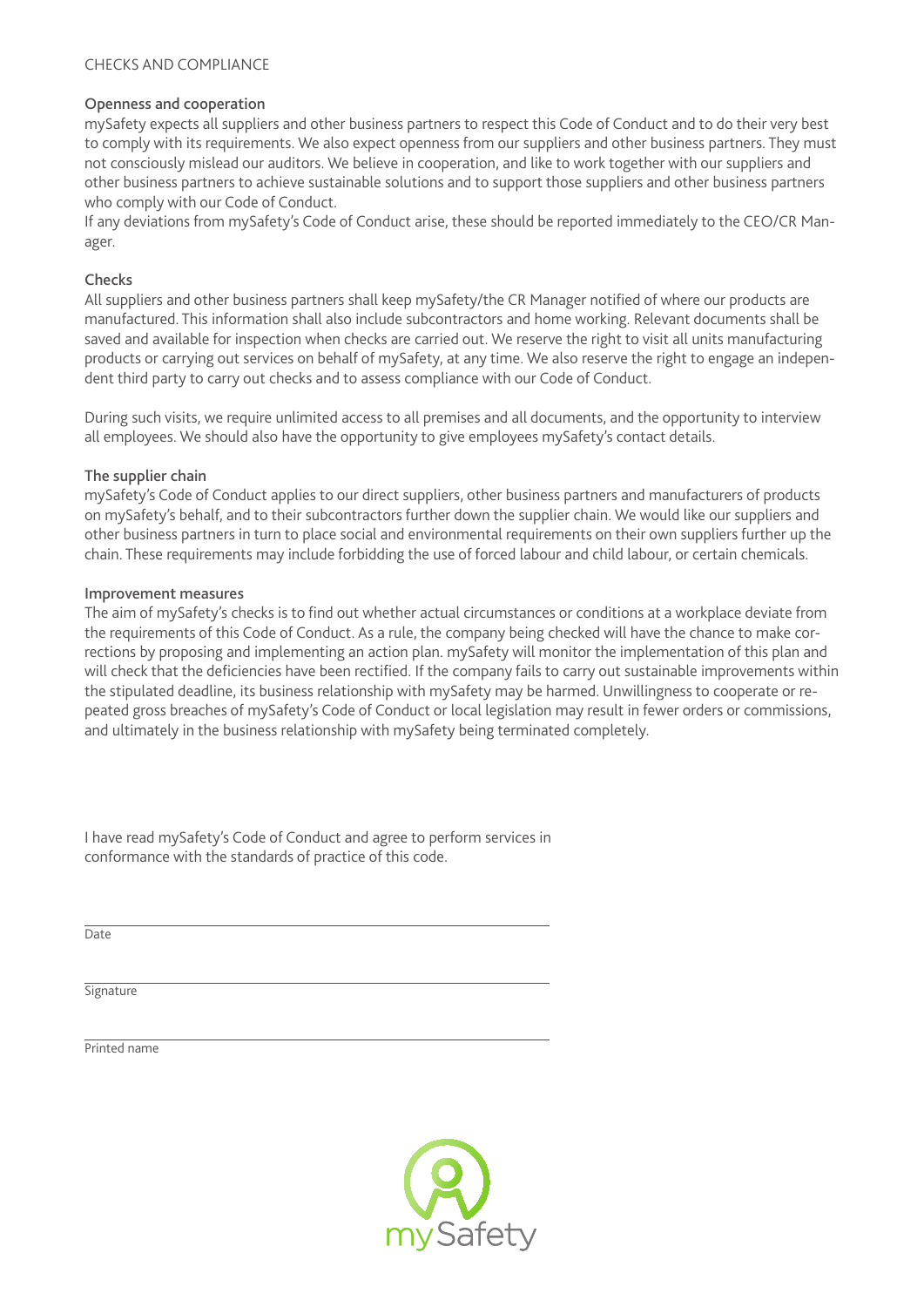# CHECKS AND COMPLIANCE

## Openness and cooperation

mySafety expects all suppliers and other business partners to respect this Code of Conduct and to do their very best to comply with its requirements. We also expect openness from our suppliers and other business partners. They must not consciously mislead our auditors. We believe in cooperation, and like to work together with our suppliers and other business partners to achieve sustainable solutions and to support those suppliers and other business partners who comply with our Code of Conduct.

If any deviations from mySafety's Code of Conduct arise, these should be reported immediately to the CEO/CR Manager.

## Checks

All suppliers and other business partners shall keep mySafety/the CR Manager notified of where our products are manufactured. This information shall also include subcontractors and home working. Relevant documents shall be saved and available for inspection when checks are carried out. We reserve the right to visit all units manufacturing products or carrying out services on behalf of mySafety, at any time. We also reserve the right to engage an independent third party to carry out checks and to assess compliance with our Code of Conduct.

During such visits, we require unlimited access to all premises and all documents, and the opportunity to interview all employees. We should also have the opportunity to give employees mySafety's contact details.

## The supplier chain

mySafety's Code of Conduct applies to our direct suppliers, other business partners and manufacturers of products on mySafety's behalf, and to their subcontractors further down the supplier chain. We would like our suppliers and other business partners in turn to place social and environmental requirements on their own suppliers further up the chain. These requirements may include forbidding the use of forced labour and child labour, or certain chemicals.

## Improvement measures

The aim of mySafety's checks is to find out whether actual circumstances or conditions at a workplace deviate from the requirements of this Code of Conduct. As a rule, the company being checked will have the chance to make corrections by proposing and implementing an action plan. mySafety will monitor the implementation of this plan and will check that the deficiencies have been rectified. If the company fails to carry out sustainable improvements within the stipulated deadline, its business relationship with mySafety may be harmed. Unwillingness to cooperate or repeated gross breaches of mySafety's Code of Conduct or local legislation may result in fewer orders or commissions, and ultimately in the business relationship with mySafety being terminated completely.

I have read mySafety's Code of Conduct and agree to perform services in conformance with the standards of practice of this code.

______________________________
Date

______________________________
Signature

______________________________
Printed name

mySafety